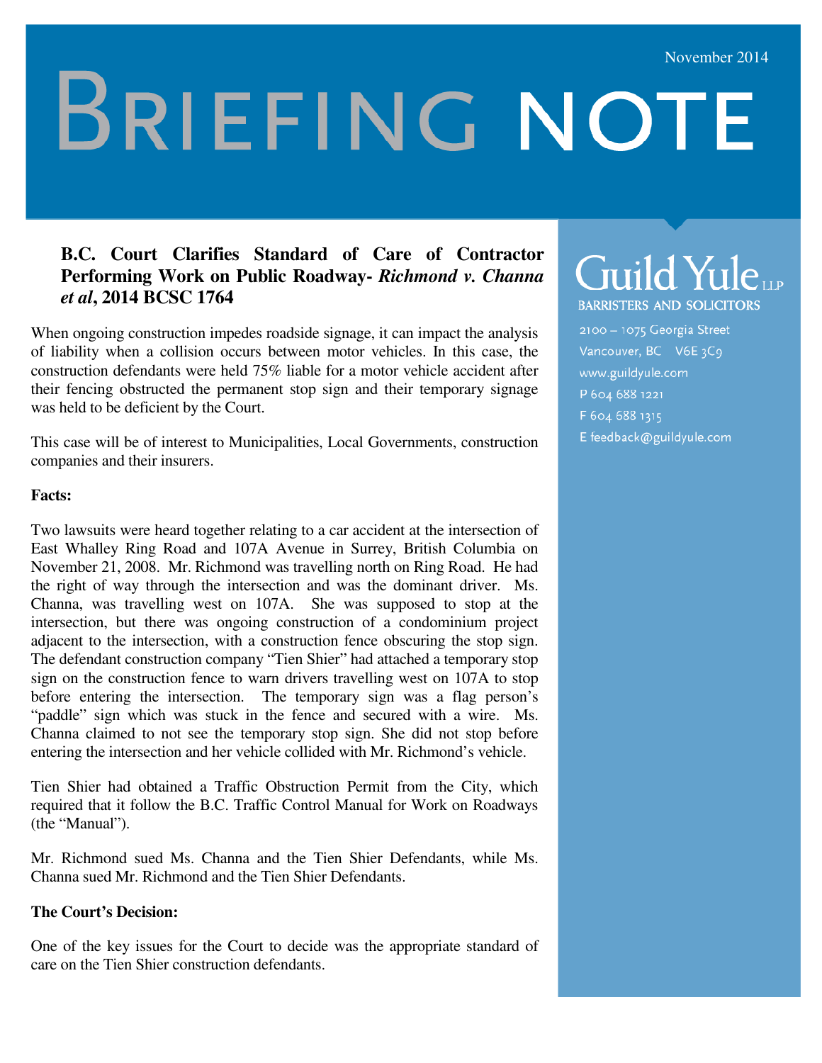November 2014

# BRIEFING NOTE

## B.C. Court Clarifies Standard of Care of Contractor Performing Work on Public Roadway- *Richmond v. Channa et al*, 2014 BCSC 1764

When ongoing construction impedes roadside signage, it can impact the analysis of liability when a collision occurs between motor vehicles. In this case, the construction defendants were held 75% liable for a motor vehicle accident after their fencing obstructed the permanent stop sign and their temporary signage was held to be deficient by the Court.

This case will be of interest to Municipalities, Local Governments, construction companies and their insurers.

**Facts:**

Two lawsuits were heard together relating to a car accident at the intersection of East Whalley Ring Road and 107A Avenue in Surrey, British Columbia on November 21, 2008. Mr. Richmond was travelling north on Ring Road. He had the right of way through the intersection and was the dominant driver. Ms. Channa, was travelling west on 107A. She was supposed to stop at the intersection, but there was ongoing construction of a condominium project adjacent to the intersection, with a construction fence obscuring the stop sign. The defendant construction company "Tien Shier" had attached a temporary stop sign on the construction fence to warn drivers travelling west on 107A to stop before entering the intersection. The temporary sign was a flag person's "paddle" sign which was stuck in the fence and secured with a wire. Ms. Channa claimed to not see the temporary stop sign. She did not stop before entering the intersection and her vehicle collided with Mr. Richmond's vehicle.

Tien Shier had obtained a Traffic Obstruction Permit from the City, which required that it follow the B.C. Traffic Control Manual for Work on Roadways (the "Manual").

Mr. Richmond sued Ms. Channa and the Tien Shier Defendants, while Ms. Channa sued Mr. Richmond and the Tien Shier Defendants.

**The Court's Decision:**

One of the key issues for the Court to decide was the appropriate standard of care on the Tien Shier construction defendants.

Guild Yule LLP
BARRISTERS AND SOLICITORS

2100 – 1075 Georgia Street
Vancouver, BC V6E 3C9
www.guildyule.com
P 604 688 1221
F 604 688 1315
E feedback@guildyule.com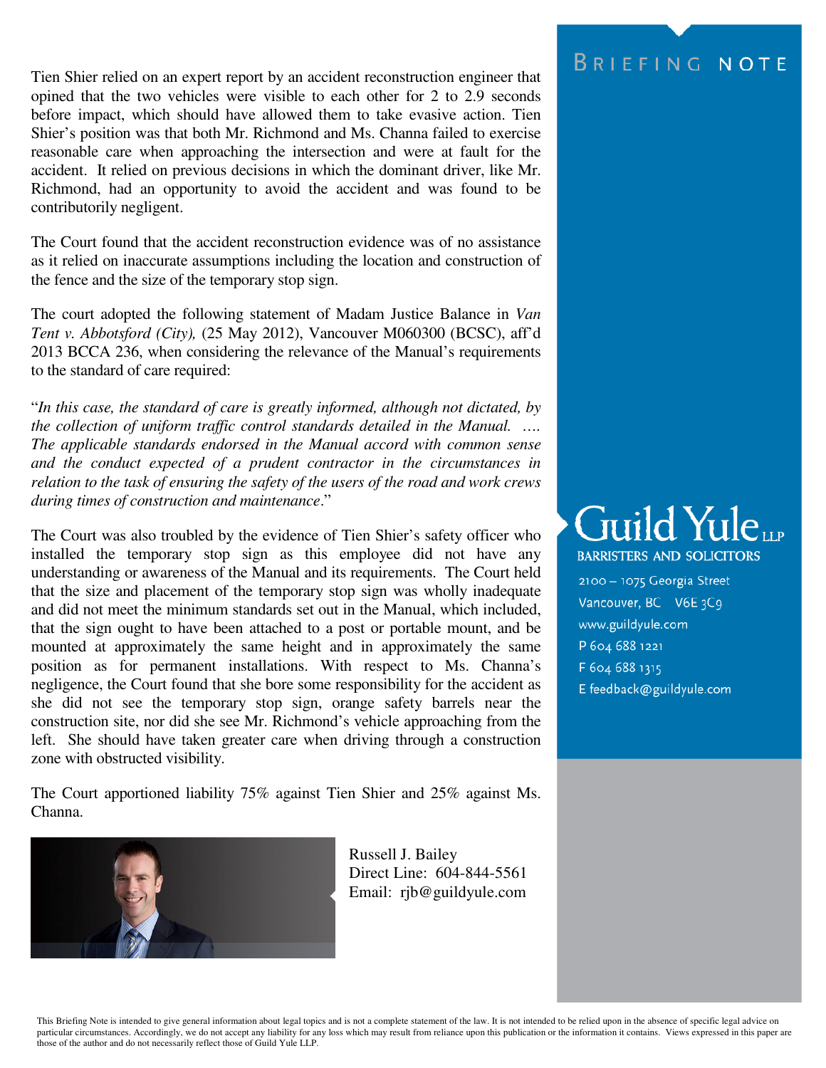Tien Shier relied on an expert report by an accident reconstruction engineer that opined that the two vehicles were visible to each other for 2 to 2.9 seconds before impact, which should have allowed them to take evasive action. Tien Shier's position was that both Mr. Richmond and Ms. Channa failed to exercise reasonable care when approaching the intersection and were at fault for the accident. It relied on previous decisions in which the dominant driver, like Mr. Richmond, had an opportunity to avoid the accident and was found to be contributorily negligent.

The Court found that the accident reconstruction evidence was of no assistance as it relied on inaccurate assumptions including the location and construction of the fence and the size of the temporary stop sign.

The court adopted the following statement of Madam Justice Balance in *Van Tent v. Abbotsford (City),* (25 May 2012), Vancouver M060300 (BCSC), aff'd 2013 BCCA 236, when considering the relevance of the Manual's requirements to the standard of care required:

"*In this case, the standard of care is greatly informed, although not dictated, by the collection of uniform traffic control standards detailed in the Manual. …. The applicable standards endorsed in the Manual accord with common sense and the conduct expected of a prudent contractor in the circumstances in relation to the task of ensuring the safety of the users of the road and work crews during times of construction and maintenance*."

The Court was also troubled by the evidence of Tien Shier's safety officer who installed the temporary stop sign as this employee did not have any understanding or awareness of the Manual and its requirements. The Court held that the size and placement of the temporary stop sign was wholly inadequate and did not meet the minimum standards set out in the Manual, which included, that the sign ought to have been attached to a post or portable mount, and be mounted at approximately the same height and in approximately the same position as for permanent installations. With respect to Ms. Channa's negligence, the Court found that she bore some responsibility for the accident as she did not see the temporary stop sign, orange safety barrels near the construction site, nor did she see Mr. Richmond's vehicle approaching from the left. She should have taken greater care when driving through a construction zone with obstructed visibility.

The Court apportioned liability 75% against Tien Shier and 25% against Ms. Channa.

Russell J. Bailey
Direct Line: 604-844-5561
Email: rjb@guildyule.com

BRIEFING NOTE

Guild Yule LLP
BARRISTERS AND SOLICITORS
2100 – 1075 Georgia Street
Vancouver, BC V6E 3C9
www.guildyule.com
P 604 688 1221
F 604 688 1315
E feedback@guildyule.com

This Briefing Note is intended to give general information about legal topics and is not a complete statement of the law. It is not intended to be relied upon in the absence of specific legal advice on particular circumstances. Accordingly, we do not accept any liability for any loss which may result from reliance upon this publication or the information it contains. Views expressed in this paper are those of the author and do not necessarily reflect those of Guild Yule LLP.